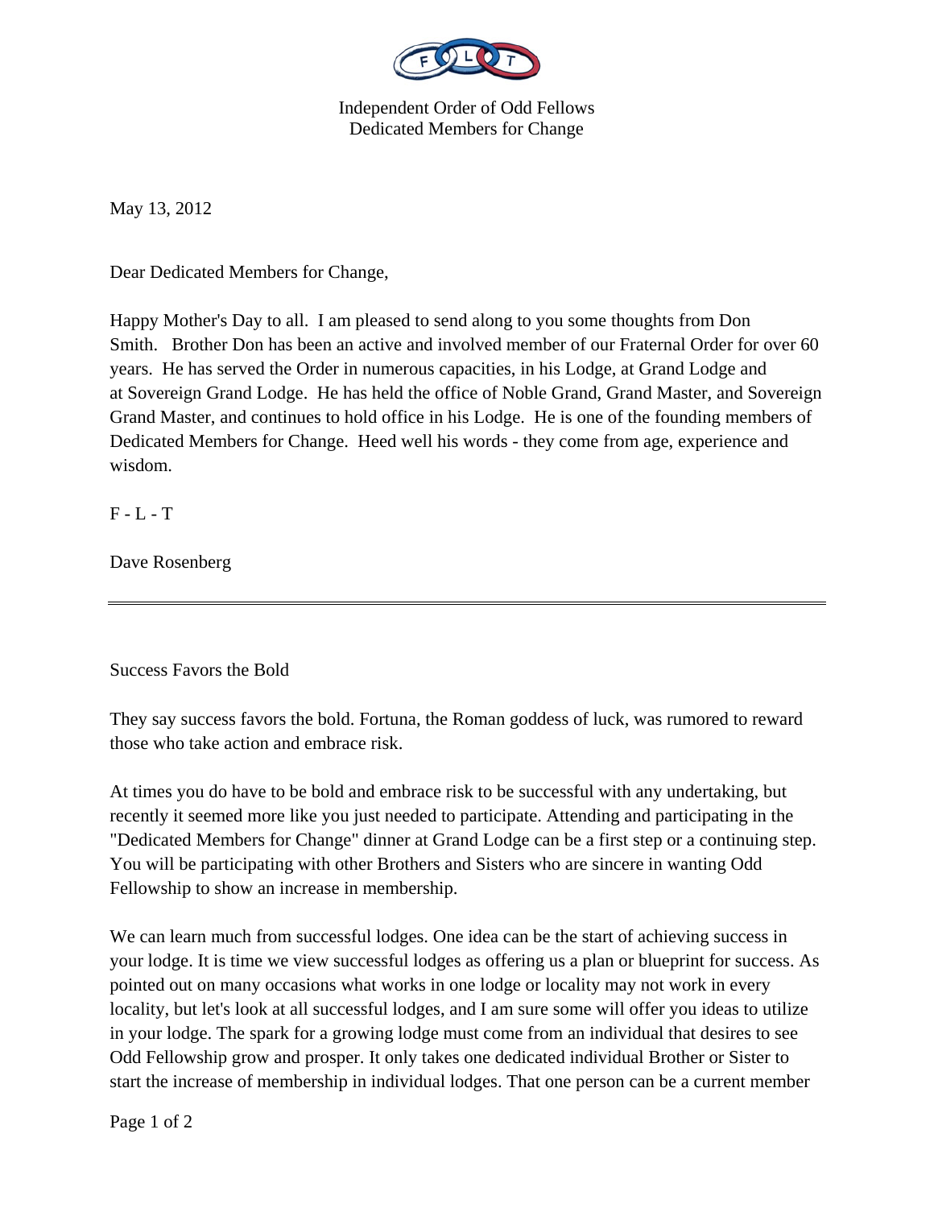Independent Order of Odd Fellows
Dedicated Members for Change

May 13, 2012

Dear Dedicated Members for Change,

Happy Mother's Day to all. I am pleased to send along to you some thoughts from Don Smith. Brother Don has been an active and involved member of our Fraternal Order for over 60 years. He has served the Order in numerous capacities, in his Lodge, at Grand Lodge and at Sovereign Grand Lodge. He has held the office of Noble Grand, Grand Master, and Sovereign Grand Master, and continues to hold office in his Lodge. He is one of the founding members of Dedicated Members for Change. Heed well his words - they come from age, experience and wisdom.

F - L - T

Dave Rosenberg

---

Success Favors the Bold

They say success favors the bold. Fortuna, the Roman goddess of luck, was rumored to reward those who take action and embrace risk.

At times you do have to be bold and embrace risk to be successful with any undertaking, but recently it seemed more like you just needed to participate. Attending and participating in the "Dedicated Members for Change" dinner at Grand Lodge can be a first step or a continuing step. You will be participating with other Brothers and Sisters who are sincere in wanting Odd Fellowship to show an increase in membership.

We can learn much from successful lodges. One idea can be the start of achieving success in your lodge. It is time we view successful lodges as offering us a plan or blueprint for success. As pointed out on many occasions what works in one lodge or locality may not work in every locality, but let's look at all successful lodges, and I am sure some will offer you ideas to utilize in your lodge. The spark for a growing lodge must come from an individual that desires to see Odd Fellowship grow and prosper. It only takes one dedicated individual Brother or Sister to start the increase of membership in individual lodges. That one person can be a current member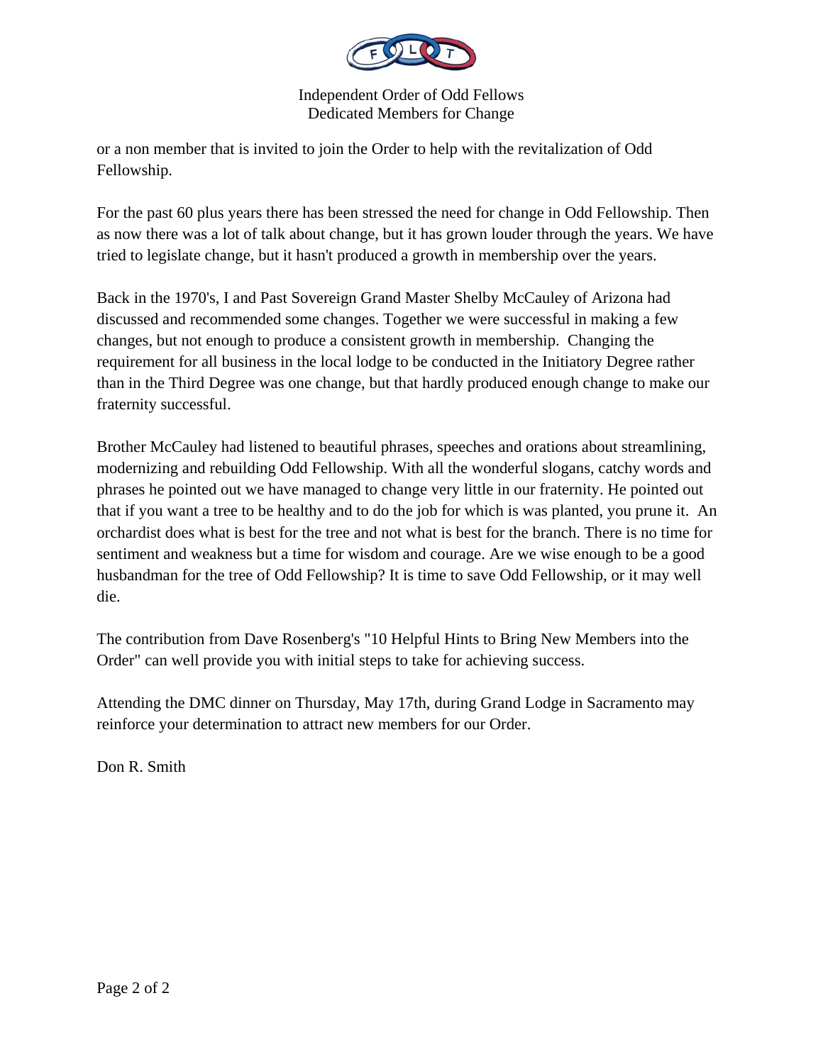or a non member that is invited to join the Order to help with the revitalization of Odd Fellowship.

For the past 60 plus years there has been stressed the need for change in Odd Fellowship. Then as now there was a lot of talk about change, but it has grown louder through the years. We have tried to legislate change, but it hasn't produced a growth in membership over the years.

Back in the 1970's, I and Past Sovereign Grand Master Shelby McCauley of Arizona had discussed and recommended some changes. Together we were successful in making a few changes, but not enough to produce a consistent growth in membership. Changing the requirement for all business in the local lodge to be conducted in the Initiatory Degree rather than in the Third Degree was one change, but that hardly produced enough change to make our fraternity successful.

Brother McCauley had listened to beautiful phrases, speeches and orations about streamlining, modernizing and rebuilding Odd Fellowship. With all the wonderful slogans, catchy words and phrases he pointed out we have managed to change very little in our fraternity. He pointed out that if you want a tree to be healthy and to do the job for which is was planted, you prune it. An orchardist does what is best for the tree and not what is best for the branch. There is no time for sentiment and weakness but a time for wisdom and courage. Are we wise enough to be a good husbandman for the tree of Odd Fellowship? It is time to save Odd Fellowship, or it may well die.

The contribution from Dave Rosenberg's "10 Helpful Hints to Bring New Members into the Order" can well provide you with initial steps to take for achieving success.

Attending the DMC dinner on Thursday, May 17th, during Grand Lodge in Sacramento may reinforce your determination to attract new members for our Order.

Don R. Smith